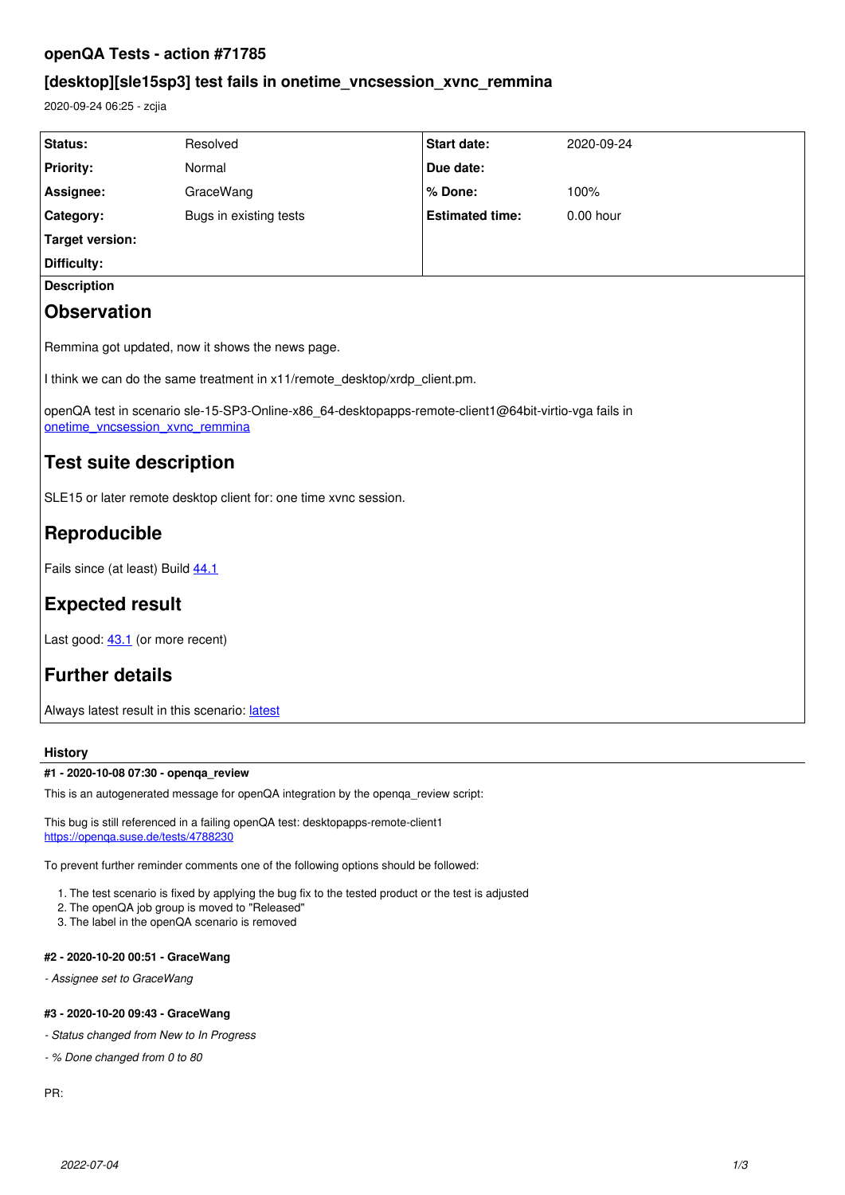# openQA Tests - action #71785

## [desktop][sle15sp3] test fails in onetime_vncsession_xvnc_remmina

2020-09-24 06:25 - zcjia

| | | | |
|---|---|---|---|
| **Status:** | Resolved | **Start date:** | 2020-09-24 |
| **Priority:** | Normal | **Due date:** | |
| **Assignee:** | GraceWang | **% Done:** | 100% |
| **Category:** | Bugs in existing tests | **Estimated time:** | 0.00 hour |
| **Target version:** | | | |
| **Difficulty:** | | | |

**Description**

# Observation

Remmina got updated, now it shows the news page.

I think we can do the same treatment in x11/remote_desktop/xrdp_client.pm.

openQA test in scenario sle-15-SP3-Online-x86_64-desktopapps-remote-client1@64bit-virtio-vga fails in onetime_vncsession_xvnc_remmina

# Test suite description

SLE15 or later remote desktop client for: one time xvnc session.

# Reproducible

Fails since (at least) Build 44.1

# Expected result

Last good: 43.1 (or more recent)

# Further details

Always latest result in this scenario: latest

### History

#### #1 - 2020-10-08 07:30 - openqa_review

This is an autogenerated message for openQA integration by the openqa_review script:

This bug is still referenced in a failing openQA test: desktopapps-remote-client1
https://openqa.suse.de/tests/4788230

To prevent further reminder comments one of the following options should be followed:

1. The test scenario is fixed by applying the bug fix to the tested product or the test is adjusted
2. The openQA job group is moved to "Released"
3. The label in the openQA scenario is removed

#### #2 - 2020-10-20 00:51 - GraceWang

*- Assignee set to GraceWang*

#### #3 - 2020-10-20 09:43 - GraceWang

*- Status changed from New to In Progress*

*- % Done changed from 0 to 80*

PR: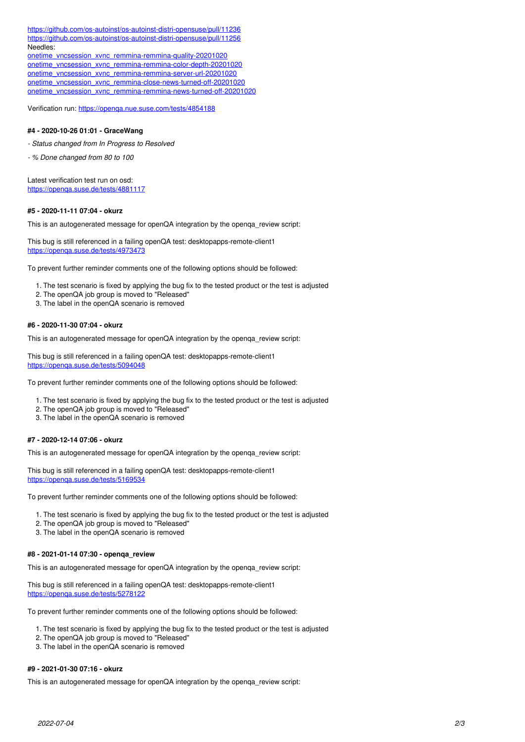https://github.com/os-autoinst/os-autoinst-distri-opensuse/pull/11236
https://github.com/os-autoinst/os-autoinst-distri-opensuse/pull/11256
Needles:
onetime_vncsession_xvnc_remmina-remmina-quality-20201020
onetime_vncsession_xvnc_remmina-remmina-color-depth-20201020
onetime_vncsession_xvnc_remmina-remmina-server-url-20201020
onetime_vncsession_xvnc_remmina-close-news-turned-off-20201020
onetime_vncsession_xvnc_remmina-remmina-news-turned-off-20201020

Verification run: https://openqa.nue.suse.com/tests/4854188

#### #4 - 2020-10-26 01:01 - GraceWang

*- Status changed from In Progress to Resolved*

*- % Done changed from 80 to 100*

Latest verification test run on osd:
https://openqa.suse.de/tests/4881117

#### #5 - 2020-11-11 07:04 - okurz

This is an autogenerated message for openQA integration by the openqa_review script:

This bug is still referenced in a failing openQA test: desktopapps-remote-client1
https://openqa.suse.de/tests/4973473

To prevent further reminder comments one of the following options should be followed:

1. The test scenario is fixed by applying the bug fix to the tested product or the test is adjusted
2. The openQA job group is moved to "Released"
3. The label in the openQA scenario is removed

#### #6 - 2020-11-30 07:04 - okurz

This is an autogenerated message for openQA integration by the openqa_review script:

This bug is still referenced in a failing openQA test: desktopapps-remote-client1
https://openqa.suse.de/tests/5094048

To prevent further reminder comments one of the following options should be followed:

1. The test scenario is fixed by applying the bug fix to the tested product or the test is adjusted
2. The openQA job group is moved to "Released"
3. The label in the openQA scenario is removed

#### #7 - 2020-12-14 07:06 - okurz

This is an autogenerated message for openQA integration by the openqa_review script:

This bug is still referenced in a failing openQA test: desktopapps-remote-client1
https://openqa.suse.de/tests/5169534

To prevent further reminder comments one of the following options should be followed:

1. The test scenario is fixed by applying the bug fix to the tested product or the test is adjusted
2. The openQA job group is moved to "Released"
3. The label in the openQA scenario is removed

#### #8 - 2021-01-14 07:30 - openqa_review

This is an autogenerated message for openQA integration by the openqa_review script:

This bug is still referenced in a failing openQA test: desktopapps-remote-client1
https://openqa.suse.de/tests/5278122

To prevent further reminder comments one of the following options should be followed:

1. The test scenario is fixed by applying the bug fix to the tested product or the test is adjusted
2. The openQA job group is moved to "Released"
3. The label in the openQA scenario is removed

#### #9 - 2021-01-30 07:16 - okurz

This is an autogenerated message for openQA integration by the openqa_review script: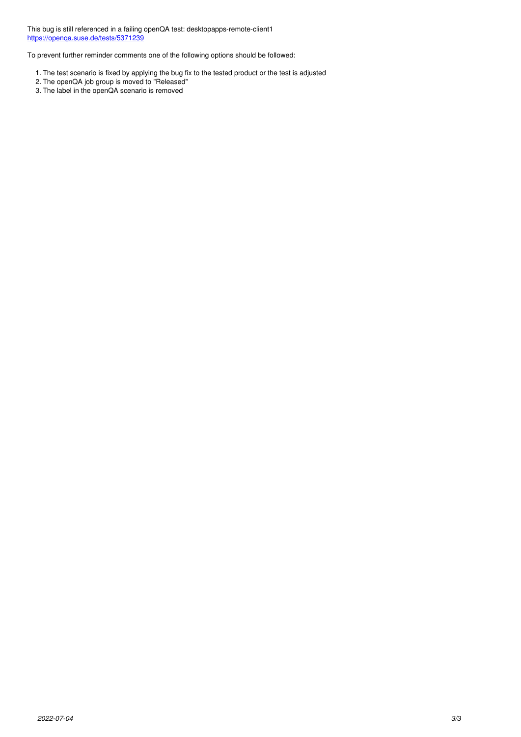This bug is still referenced in a failing openQA test: desktopapps-remote-client1
https://openqa.suse.de/tests/5371239

To prevent further reminder comments one of the following options should be followed:

1. The test scenario is fixed by applying the bug fix to the tested product or the test is adjusted
2. The openQA job group is moved to "Released"
3. The label in the openQA scenario is removed